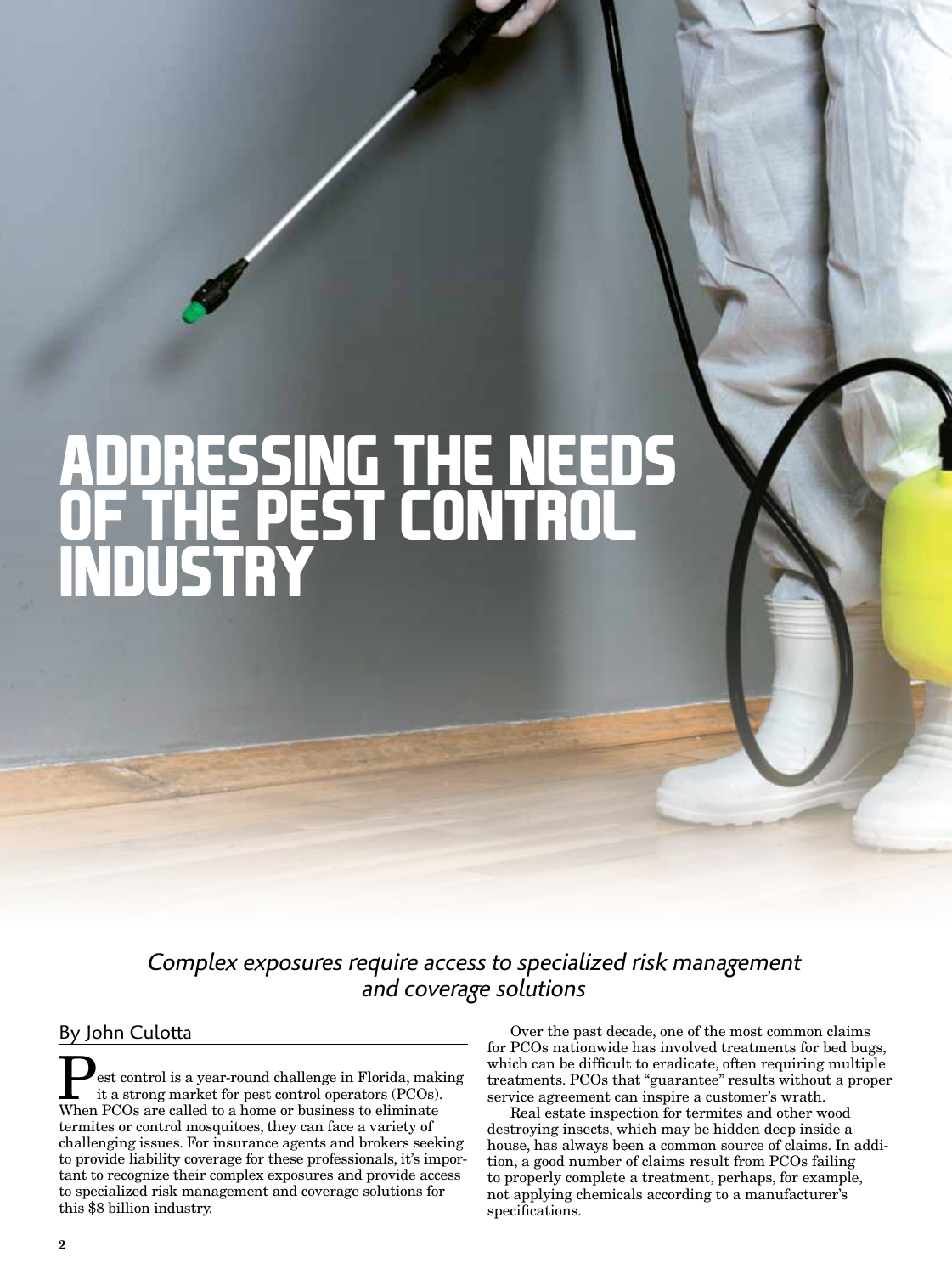# ADDRESSING THE NEEDS OF THE PEST CONTROL INDUSTRY

*Complex exposures require access to specialized risk management and coverage solutions*

By John Culotta

Pest control is a year-round challenge in Florida, making it a strong market for pest control operators (PCOs). When PCOs are called to a home or business to eliminate termites or control mosquitoes, they can face a variety of challenging issues. For insurance agents and brokers seeking to provide liability coverage for these professionals, it's important to recognize their complex exposures and provide access to specialized risk management and coverage solutions for this $8 billion industry.

Over the past decade, one of the most common claims for PCOs nationwide has involved treatments for bed bugs, which can be difficult to eradicate, often requiring multiple treatments. PCOs that "guarantee" results without a proper service agreement can inspire a customer's wrath.

Real estate inspection for termites and other wood destroying insects, which may be hidden deep inside a house, has always been a common source of claims. In addition, a good number of claims result from PCOs failing to properly complete a treatment, perhaps, for example, not applying chemicals according to a manufacturer's specifications.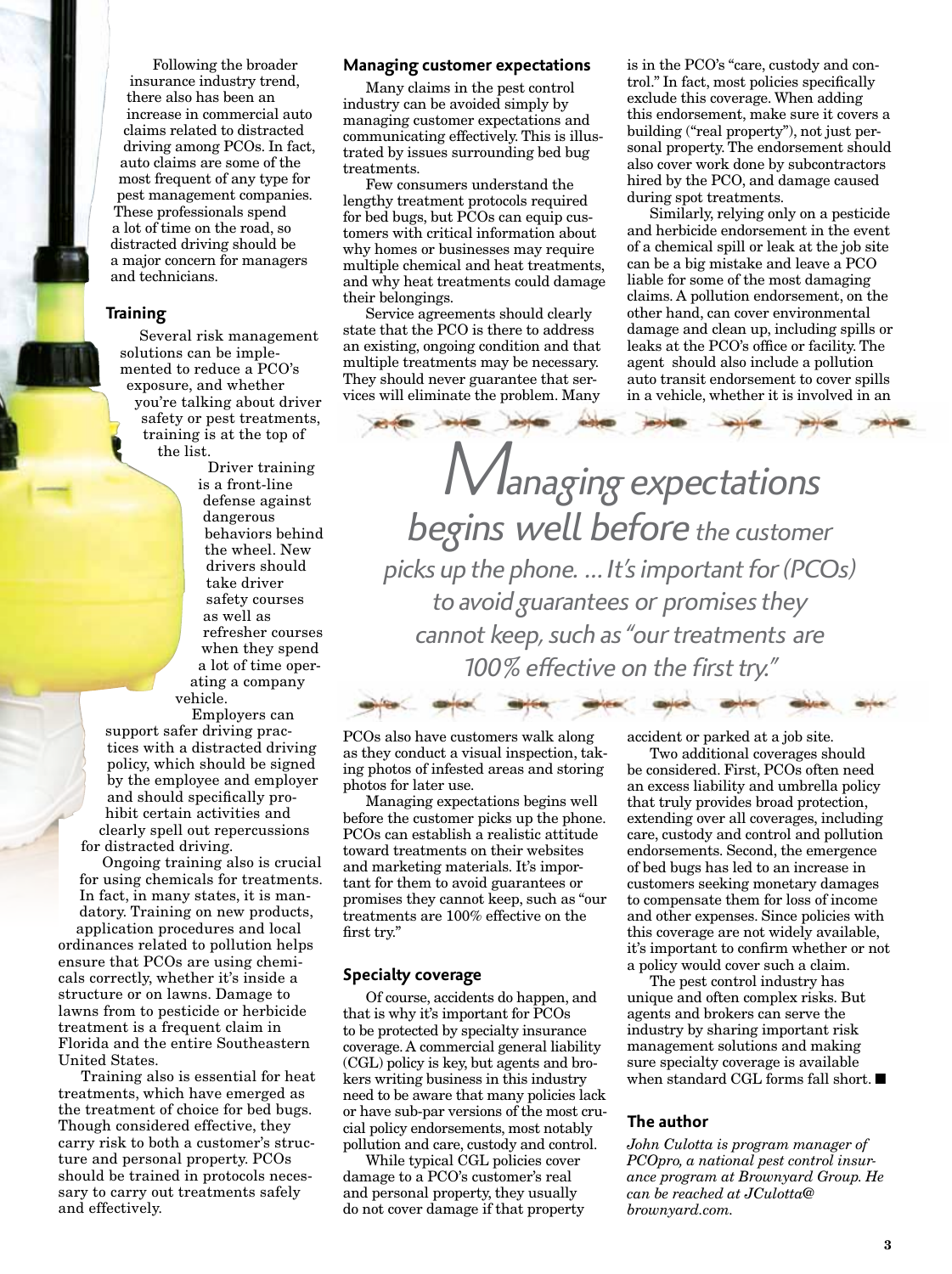Following the broader insurance industry trend, there also has been an increase in commercial auto claims related to distracted driving among PCOs. In fact, auto claims are some of the most frequent of any type for pest management companies. These professionals spend a lot of time on the road, so distracted driving should be a major concern for managers and technicians.

## Training

Several risk management solutions can be implemented to reduce a PCO's exposure, and whether you're talking about driver safety or pest treatments, training is at the top of the list.

Driver training is a front-line defense against dangerous behaviors behind the wheel. New drivers should take driver safety courses as well as refresher courses when they spend a lot of time operating a company vehicle.

Employers can support safer driving practices with a distracted driving policy, which should be signed by the employee and employer and should specifically prohibit certain activities and clearly spell out repercussions for distracted driving.

Ongoing training also is crucial for using chemicals for treatments. In fact, in many states, it is mandatory. Training on new products, application procedures and local ordinances related to pollution helps ensure that PCOs are using chemicals correctly, whether it's inside a structure or on lawns. Damage to lawns from to pesticide or herbicide treatment is a frequent claim in Florida and the entire Southeastern United States.

Training also is essential for heat treatments, which have emerged as the treatment of choice for bed bugs. Though considered effective, they carry risk to both a customer's structure and personal property. PCOs should be trained in protocols necessary to carry out treatments safely and effectively.

## Managing customer expectations

Many claims in the pest control industry can be avoided simply by managing customer expectations and communicating effectively. This is illustrated by issues surrounding bed bug treatments.

Few consumers understand the lengthy treatment protocols required for bed bugs, but PCOs can equip customers with critical information about why homes or businesses may require multiple chemical and heat treatments, and why heat treatments could damage their belongings.

Service agreements should clearly state that the PCO is there to address an existing, ongoing condition and that multiple treatments may be necessary. They should never guarantee that services will eliminate the problem. Many PCOs also have customers walk along as they conduct a visual inspection, taking photos of infested areas and storing photos for later use.

Managing expectations begins well before the customer picks up the phone. PCOs can establish a realistic attitude toward treatments on their websites and marketing materials. It's important for them to avoid guarantees or promises they cannot keep, such as "our treatments are 100% effective on the first try."

## Specialty coverage

Of course, accidents do happen, and that is why it's important for PCOs to be protected by specialty insurance coverage. A commercial general liability (CGL) policy is key, but agents and brokers writing business in this industry need to be aware that many policies lack or have sub-par versions of the most crucial policy endorsements, most notably pollution and care, custody and control.

While typical CGL policies cover damage to a PCO's customer's real and personal property, they usually do not cover damage if that property is in the PCO's "care, custody and control." In fact, most policies specifically exclude this coverage. When adding this endorsement, make sure it covers a building ("real property"), not just personal property. The endorsement should also cover work done by subcontractors hired by the PCO, and damage caused during spot treatments.

Similarly, relying only on a pesticide and herbicide endorsement in the event of a chemical spill or leak at the job site can be a big mistake and leave a PCO liable for some of the most damaging claims. A pollution endorsement, on the other hand, can cover environmental damage and clean up, including spills or leaks at the PCO's office or facility. The agent should also include a pollution auto transit endorsement to cover spills in a vehicle, whether it is involved in an accident or parked at a job site.

*Managing expectations begins well before the customer picks up the phone. … It's important for (PCOs) to avoid guarantees or promises they cannot keep, such as "our treatments are 100% effective on the first try."*

Two additional coverages should be considered. First, PCOs often need an excess liability and umbrella policy that truly provides broad protection, extending over all coverages, including care, custody and control and pollution endorsements. Second, the emergence of bed bugs has led to an increase in customers seeking monetary damages to compensate them for loss of income and other expenses. Since policies with this coverage are not widely available, it's important to confirm whether or not a policy would cover such a claim.

The pest control industry has unique and often complex risks. But agents and brokers can serve the industry by sharing important risk management solutions and making sure specialty coverage is available when standard CGL forms fall short. ■

## The author

*John Culotta is program manager of PCOpro, a national pest control insurance program at Brownyard Group. He can be reached at JCulotta@brownyard.com.*